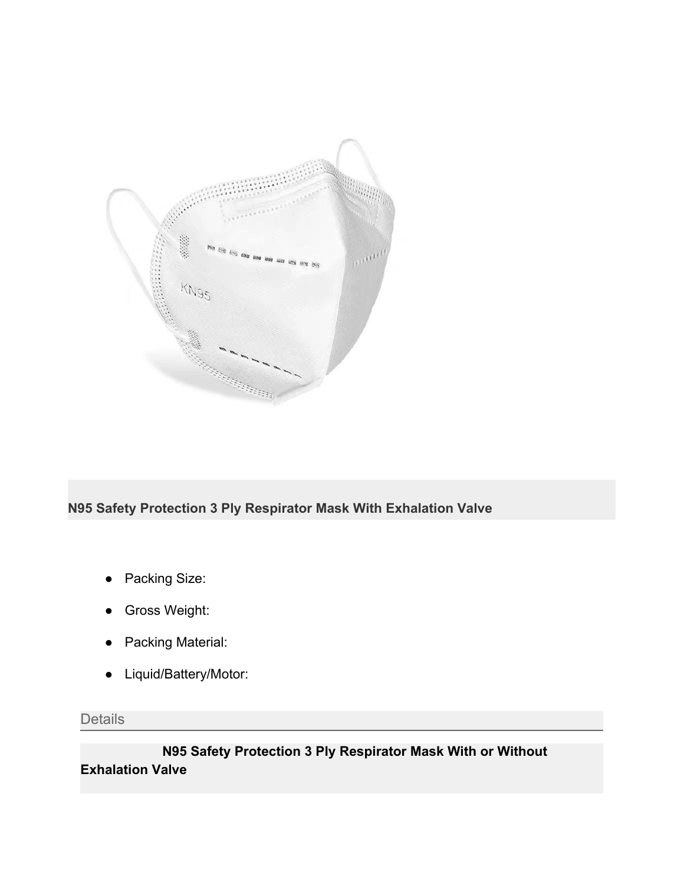**N95 Safety Protection 3 Ply Respirator Mask With Exhalation Valve**

- Packing Size:
- Gross Weight:
- Packing Material:
- Liquid/Battery/Motor:

Details

**N95 Safety Protection 3 Ply Respirator Mask With or Without Exhalation Valve**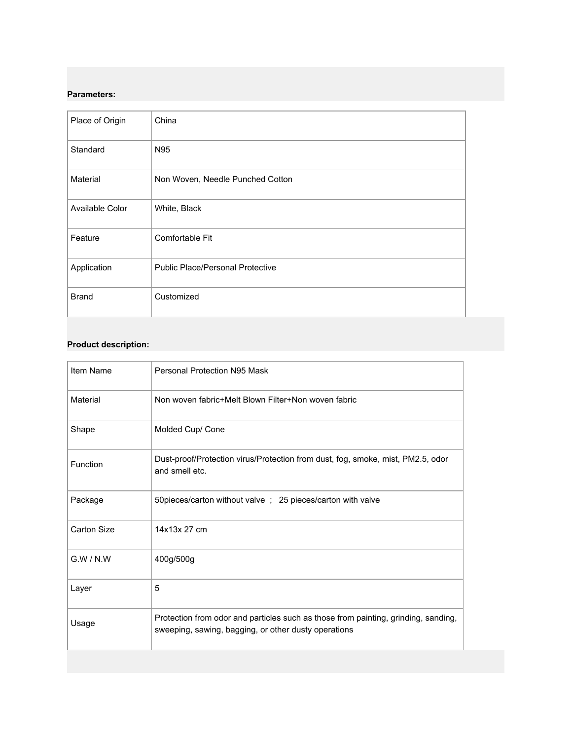**Parameters:**

| Place of Origin | China |
|---|---|
| Standard | N95 |
| Material | Non Woven, Needle Punched Cotton |
| Available Color | White, Black |
| Feature | Comfortable Fit |
| Application | Public Place/Personal Protective |
| Brand | Customized |

**Product description:**

| Item Name | Personal Protection N95 Mask |
|---|---|
| Material | Non woven fabric+Melt Blown Filter+Non woven fabric |
| Shape | Molded Cup/ Cone |
| Function | Dust-proof/Protection virus/Protection from dust, fog, smoke, mist, PM2.5, odor and smell etc. |
| Package | 50pieces/carton without valve ; 25 pieces/carton with valve |
| Carton Size | 14x13x 27 cm |
| G.W / N.W | 400g/500g |
| Layer | 5 |
| Usage | Protection from odor and particles such as those from painting, grinding, sanding, sweeping, sawing, bagging, or other dusty operations |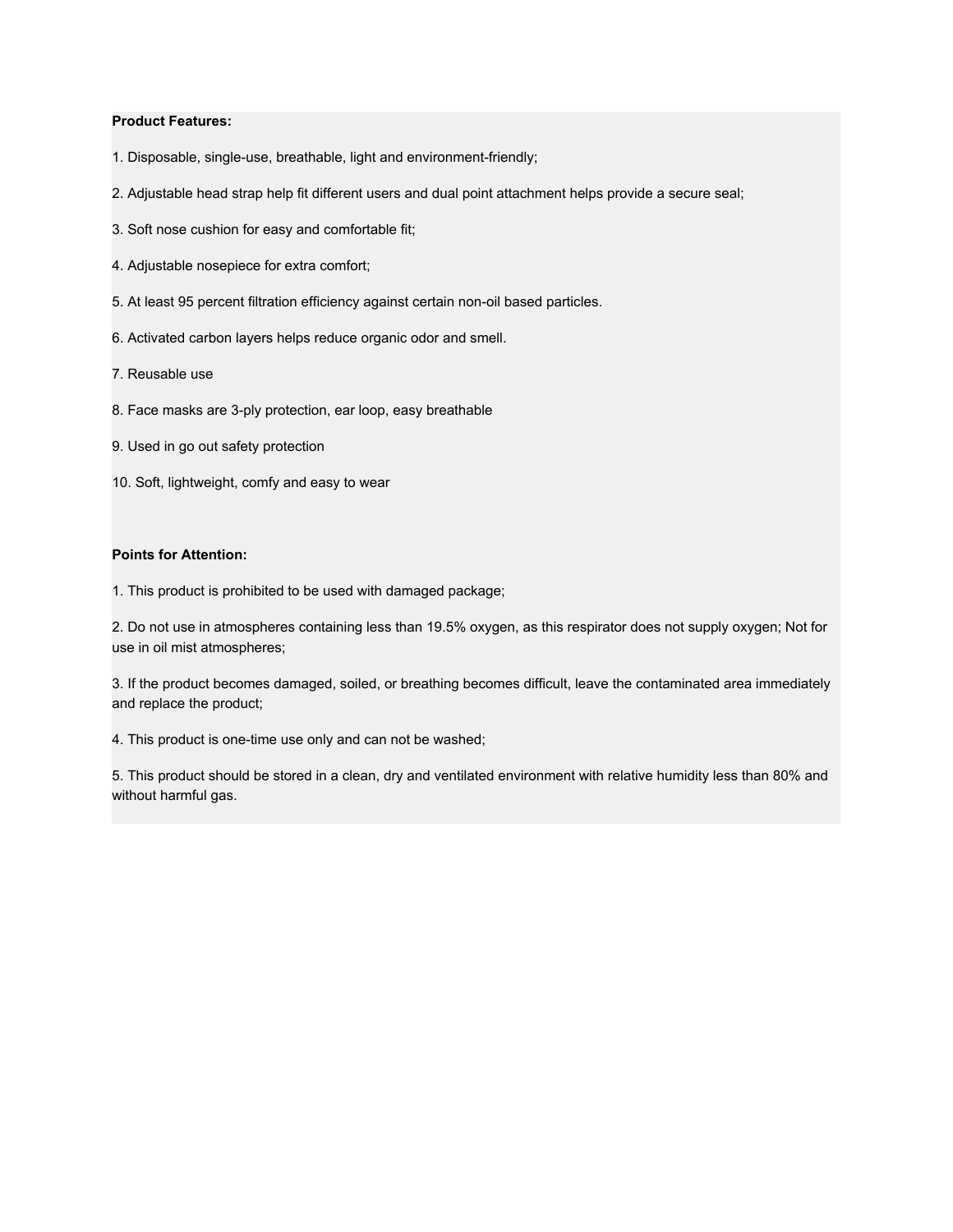**Product Features:**

1. Disposable, single-use, breathable, light and environment-friendly;

2. Adjustable head strap help fit different users and dual point attachment helps provide a secure seal;

3. Soft nose cushion for easy and comfortable fit;

4. Adjustable nosepiece for extra comfort;

5. At least 95 percent filtration efficiency against certain non-oil based particles.

6. Activated carbon layers helps reduce organic odor and smell.

7. Reusable use

8. Face masks are 3-ply protection, ear loop, easy breathable

9. Used in go out safety protection

10. Soft, lightweight, comfy and easy to wear

**Points for Attention:**

1. This product is prohibited to be used with damaged package;

2. Do not use in atmospheres containing less than 19.5% oxygen, as this respirator does not supply oxygen; Not for use in oil mist atmospheres;

3. If the product becomes damaged, soiled, or breathing becomes difficult, leave the contaminated area immediately and replace the product;

4. This product is one-time use only and can not be washed;

5. This product should be stored in a clean, dry and ventilated environment with relative humidity less than 80% and without harmful gas.